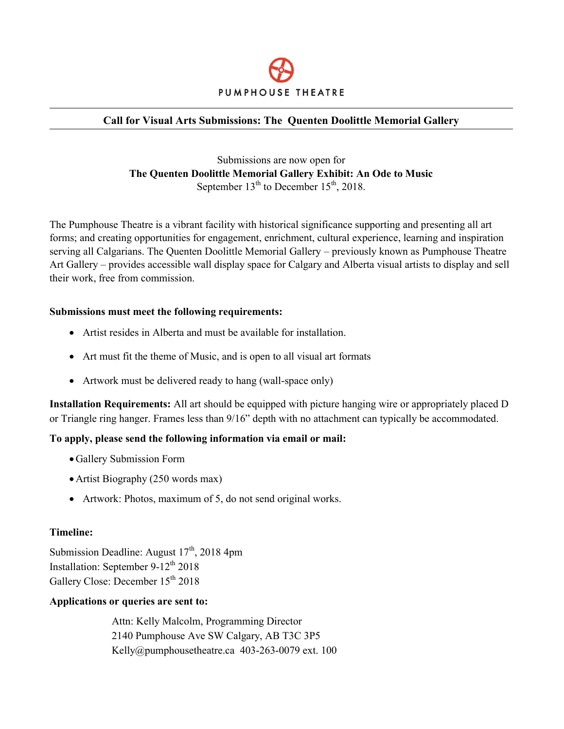PUMPHOUSE THEATRE

## Call for Visual Arts Submissions: The Quenten Doolittle Memorial Gallery

Submissions are now open for
**The Quenten Doolittle Memorial Gallery Exhibit: An Ode to Music**
September 13th to December 15th, 2018.

The Pumphouse Theatre is a vibrant facility with historical significance supporting and presenting all art forms; and creating opportunities for engagement, enrichment, cultural experience, learning and inspiration serving all Calgarians. The Quenten Doolittle Memorial Gallery – previously known as Pumphouse Theatre Art Gallery – provides accessible wall display space for Calgary and Alberta visual artists to display and sell their work, free from commission.

**Submissions must meet the following requirements:**

- Artist resides in Alberta and must be available for installation.
- Art must fit the theme of Music, and is open to all visual art formats
- Artwork must be delivered ready to hang (wall-space only)

**Installation Requirements:** All art should be equipped with picture hanging wire or appropriately placed D or Triangle ring hanger. Frames less than 9/16" depth with no attachment can typically be accommodated.

**To apply, please send the following information via email or mail:**

- Gallery Submission Form
- Artist Biography (250 words max)
- Artwork: Photos, maximum of 5, do not send original works.

**Timeline:**

Submission Deadline: August 17th, 2018 4pm
Installation: September 9-12th 2018
Gallery Close: December 15th 2018

**Applications or queries are sent to:**

Attn: Kelly Malcolm, Programming Director
2140 Pumphouse Ave SW Calgary, AB T3C 3P5
Kelly@pumphousetheatre.ca 403-263-0079 ext. 100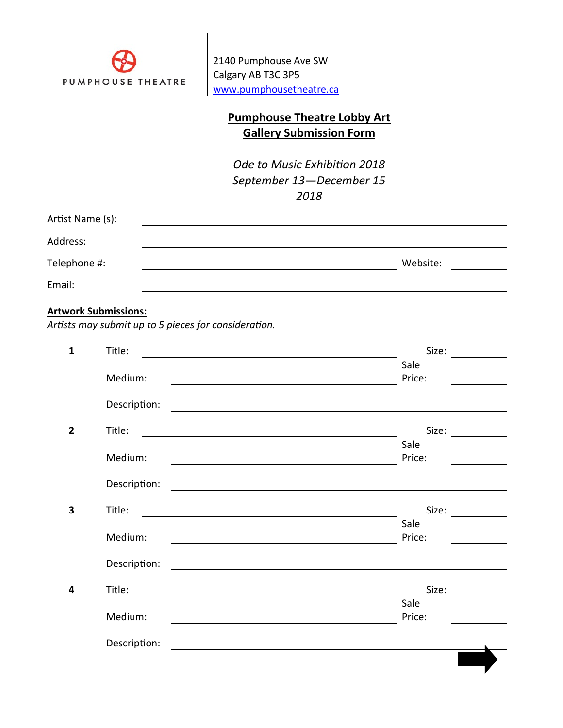PUMPHOUSE THEATRE

2140 Pumphouse Ave SW
Calgary AB T3C 3P5
www.pumphousetheatre.ca

## Pumphouse Theatre Lobby Art Gallery Submission Form

*Ode to Music Exhibition 2018*
*September 13—December 15 2018*

Artist Name (s): ______________________________

Address: ______________________________

Telephone #: ______________________________ Website: __________

Email: ______________________________

**Artwork Submissions:**

*Artists may submit up to 5 pieces for consideration.*

**1**
Title: ______________________________ Size: __________
Medium: ______________________________ Sale Price: __________
Description: ______________________________

**2**
Title: ______________________________ Size: __________
Medium: ______________________________ Sale Price: __________
Description: ______________________________

**3**
Title: ______________________________ Size: __________
Medium: ______________________________ Sale Price: __________
Description: ______________________________

**4**
Title: ______________________________ Size: __________
Medium: ______________________________ Sale Price: __________
Description: ______________________________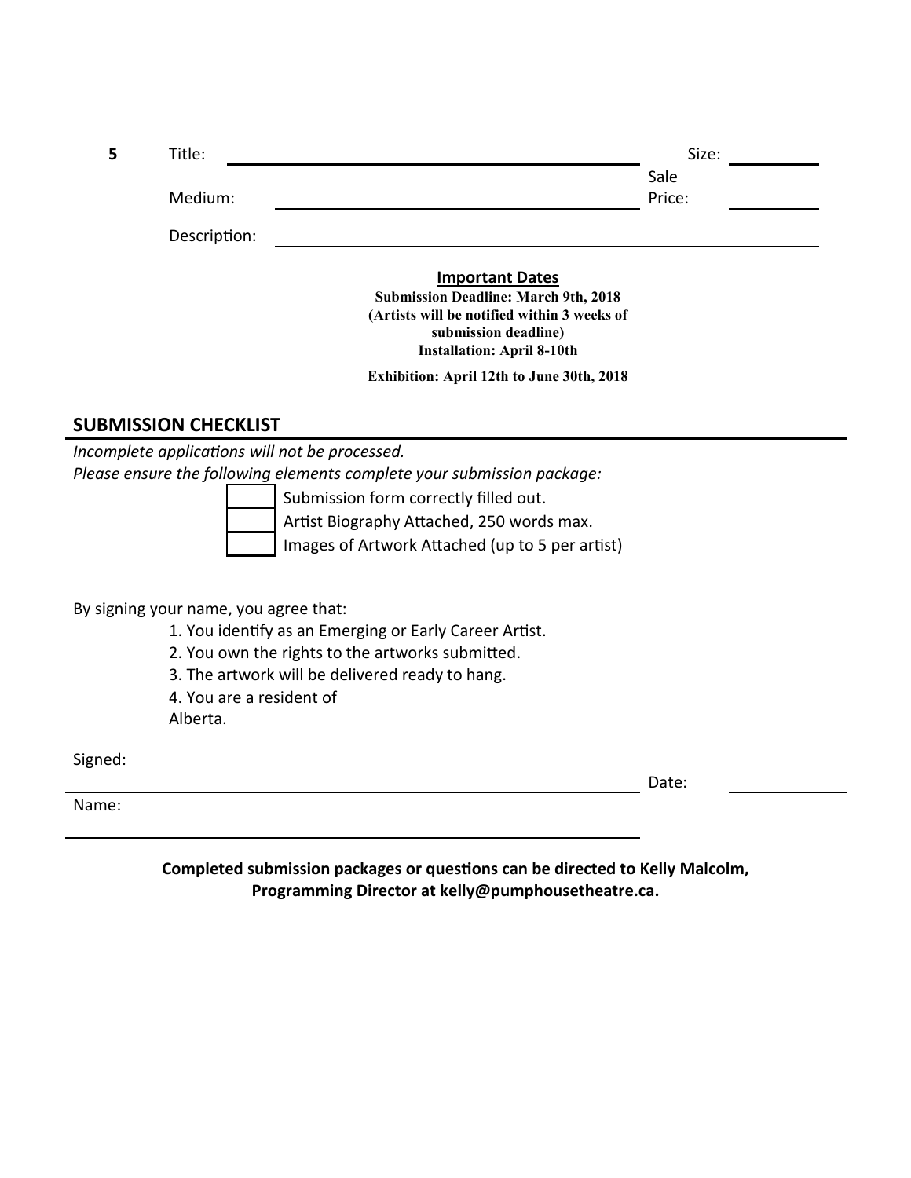**5** Title: ______________________ Size: __________

Medium: ______________________ Sale Price: __________

Description: ______________________

**Important Dates**

**Submission Deadline: March 9th, 2018**
**(Artists will be notified within 3 weeks of submission deadline)**
**Installation: April 8-10th**

**Exhibition: April 12th to June 30th, 2018**

## SUBMISSION CHECKLIST

*Incomplete applications will not be processed.*
*Please ensure the following elements complete your submission package:*

- [ ] Submission form correctly filled out.
- [ ] Artist Biography Attached, 250 words max.
- [ ] Images of Artwork Attached (up to 5 per artist)

By signing your name, you agree that:

1. You identify as an Emerging or Early Career Artist.
2. You own the rights to the artworks submitted.
3. The artwork will be delivered ready to hang.
4. You are a resident of Alberta.

Signed: ______________________ Date: __________

Name: ______________________

**Completed submission packages or questions can be directed to Kelly Malcolm, Programming Director at kelly@pumphousetheatre.ca.**